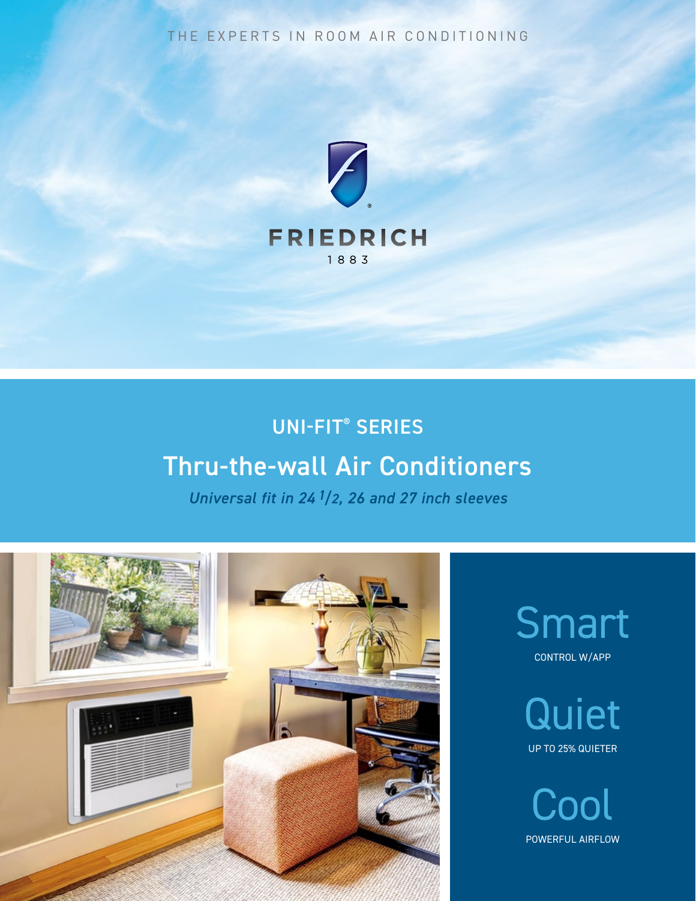THE EXPERTS IN ROOM AIR CONDITIONING

FRIEDRICH
1883

## UNI-FIT® SERIES

# Thru-the-wall Air Conditioners

*Universal fit in 24 1/2, 26 and 27 inch sleeves*

## Smart
CONTROL W/APP

## Quiet
UP TO 25% QUIETER

## Cool
POWERFUL AIRFLOW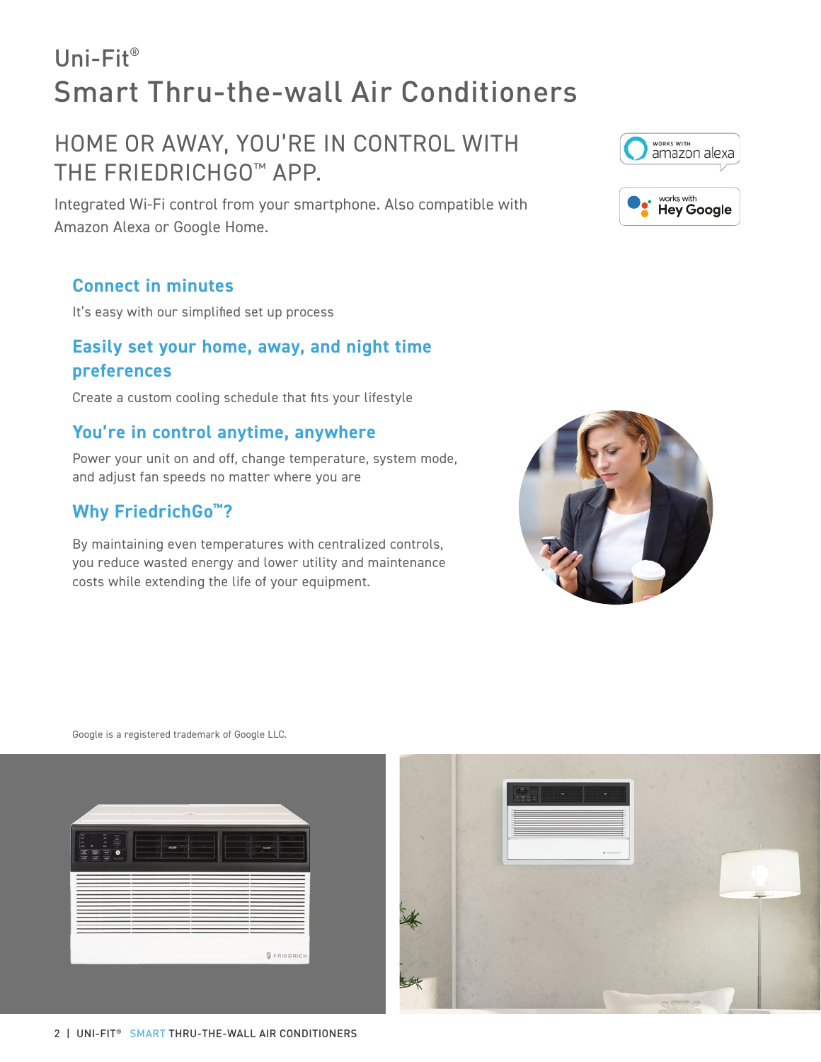# Uni-Fit®
# Smart Thru-the-wall Air Conditioners

## HOME OR AWAY, YOU'RE IN CONTROL WITH THE FRIEDRICHGO™ APP.

Integrated Wi-Fi control from your smartphone. Also compatible with Amazon Alexa or Google Home.

works with amazon alexa

works with Hey Google

### Connect in minutes

It's easy with our simplified set up process

### Easily set your home, away, and night time preferences

Create a custom cooling schedule that fits your lifestyle

### You're in control anytime, anywhere

Power your unit on and off, change temperature, system mode, and adjust fan speeds no matter where you are

### Why FriedrichGo™?

By maintaining even temperatures with centralized controls, you reduce wasted energy and lower utility and maintenance costs while extending the life of your equipment.

Google is a registered trademark of Google LLC.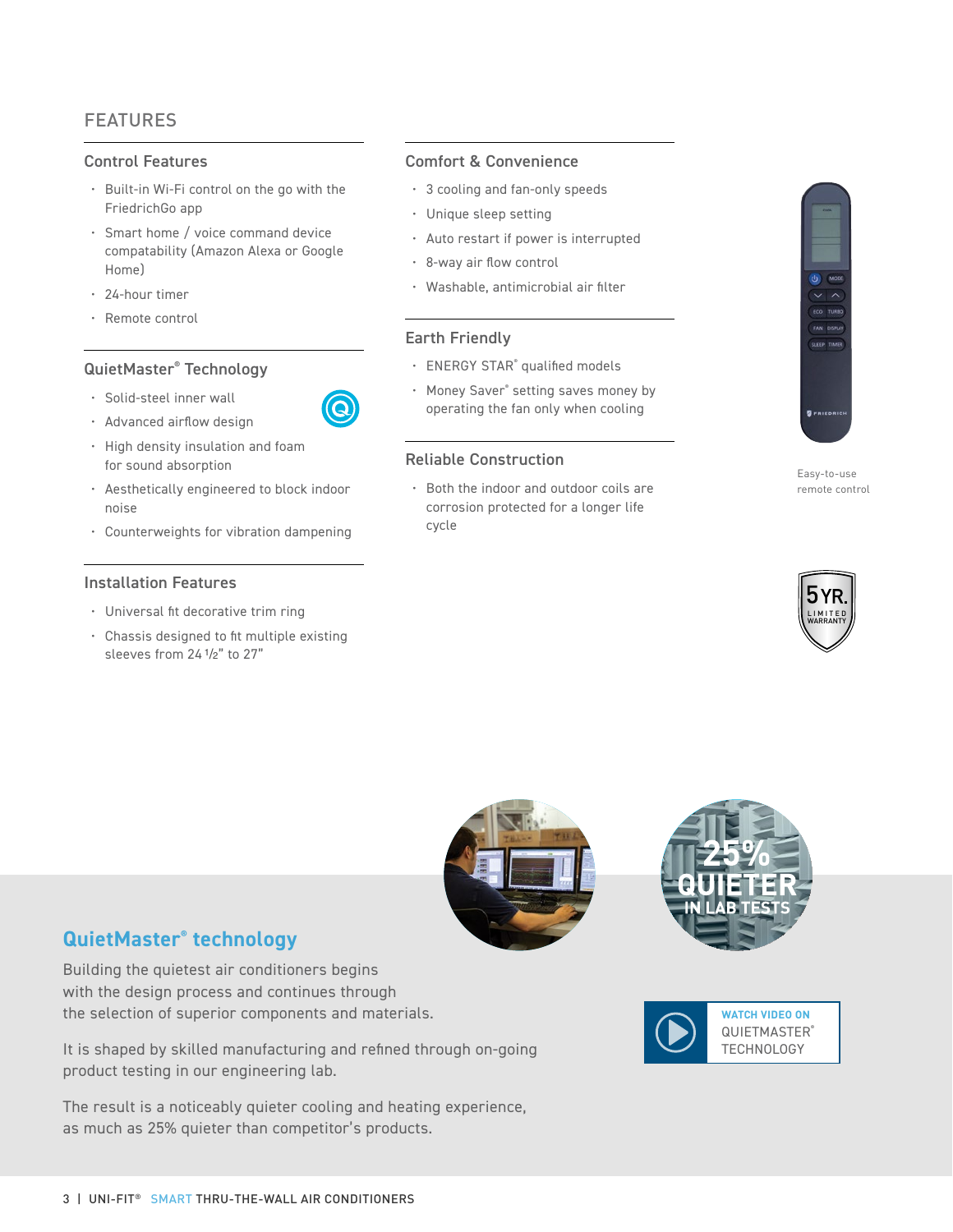# FEATURES

### Control Features

- Built-in Wi-Fi control on the go with the FriedrichGo app
- Smart home / voice command device compatability (Amazon Alexa or Google Home)
- 24-hour timer
- Remote control

### QuietMaster® Technology

- Solid-steel inner wall
- Advanced airflow design
- High density insulation and foam for sound absorption
- Aesthetically engineered to block indoor noise
- Counterweights for vibration dampening

### Installation Features

- Universal fit decorative trim ring
- Chassis designed to fit multiple existing sleeves from 24 1/2" to 27"

### Comfort & Convenience

- 3 cooling and fan-only speeds
- Unique sleep setting
- Auto restart if power is interrupted
- 8-way air flow control
- Washable, antimicrobial air filter

### Earth Friendly

- ENERGY STAR® qualified models
- Money Saver® setting saves money by operating the fan only when cooling

### Reliable Construction

- Both the indoor and outdoor coils are corrosion protected for a longer life cycle

Easy-to-use remote control

5 YR. LIMITED WARRANTY

25% QUIETER IN LAB TESTS

## QuietMaster® technology

Building the quietest air conditioners begins with the design process and continues through the selection of superior components and materials.

It is shaped by skilled manufacturing and refined through on-going product testing in our engineering lab.

The result is a noticeably quieter cooling and heating experience, as much as 25% quieter than competitor's products.

WATCH VIDEO ON QUIETMASTER® TECHNOLOGY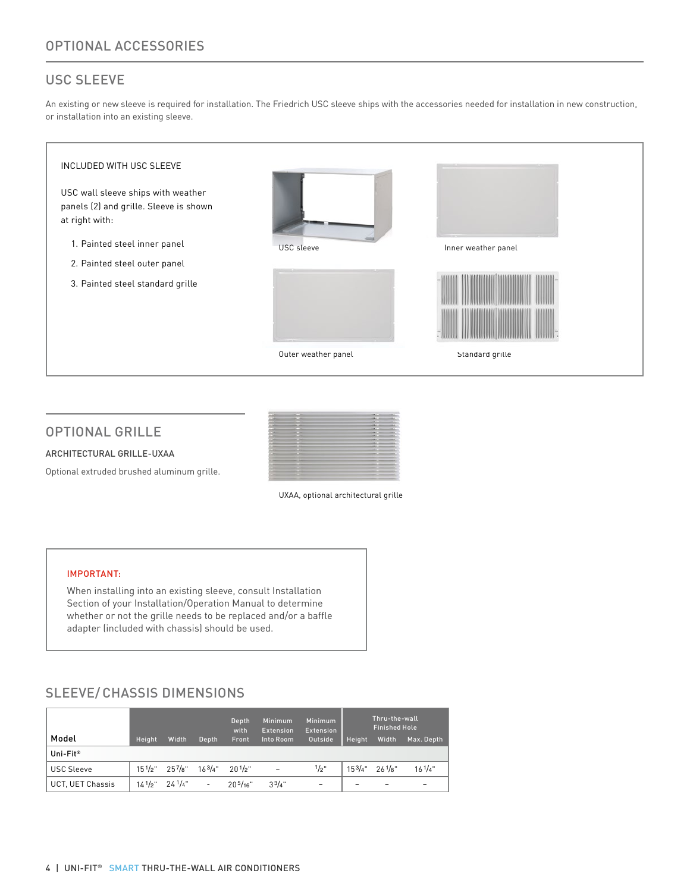# OPTIONAL ACCESSORIES

## USC SLEEVE

An existing or new sleeve is required for installation. The Friedrich USC sleeve ships with the accessories needed for installation in new construction, or installation into an existing sleeve.

INCLUDED WITH USC SLEEVE

USC wall sleeve ships with weather panels (2) and grille. Sleeve is shown at right with:

1. Painted steel inner panel
2. Painted steel outer panel
3. Painted steel standard grille

USC sleeve

Inner weather panel

Outer weather panel

Standard grille

## OPTIONAL GRILLE

ARCHITECTURAL GRILLE-UXAA

Optional extruded brushed aluminum grille.

UXAA, optional architectural grille

**IMPORTANT:**

When installing into an existing sleeve, consult Installation Section of your Installation/Operation Manual to determine whether or not the grille needs to be replaced and/or a baffle adapter (included with chassis) should be used.

## SLEEVE/CHASSIS DIMENSIONS

| Model | | | | | | | Thru-the-wall Finished Hole | | |
|---|---|---|---|---|---|---|---|---|---|
| | Height | Width | Depth | Depth with Front | Minimum Extension Into Room | Minimum Extension Outside | Height | Width | Max. Depth |
| **Uni-Fit®** | | | | | | | | | |
| USC Sleeve | 15 1/2" | 25 7/8" | 16 3/4" | 20 1/2" | – | 1/2" | 15 3/4" | 26 1/8" | 16 1/4" |
| UCT, UET Chassis | 14 1/2" | 24 1/4" | - | 20 5/16" | 3 3/4" | – | – | – | – |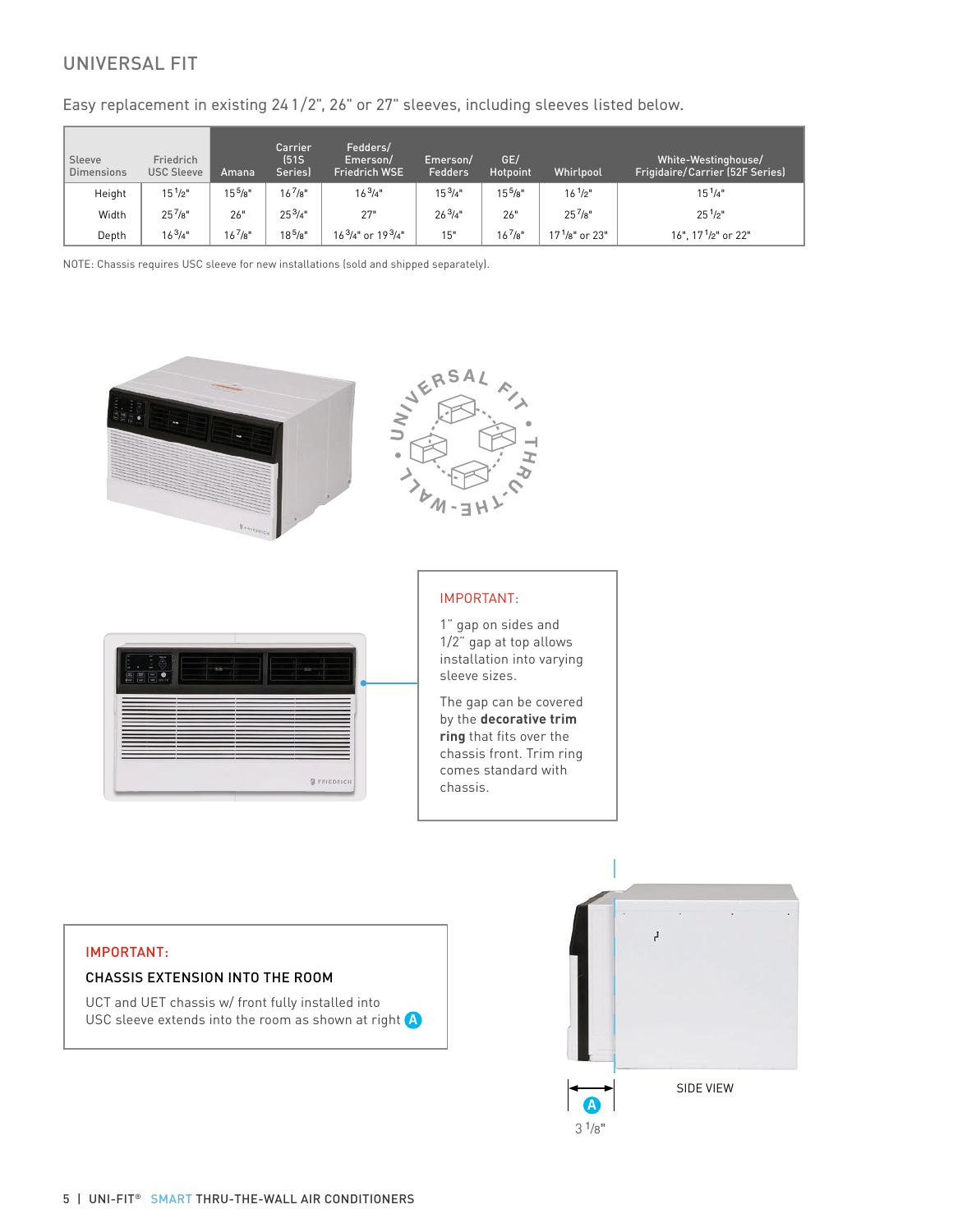## UNIVERSAL FIT

Easy replacement in existing 24 1/2", 26" or 27" sleeves, including sleeves listed below.

| Sleeve Dimensions | Friedrich USC Sleeve | Amana | Carrier (51S Series) | Fedders/ Emerson/ Friedrich WSE | Emerson/ Fedders | GE/ Hotpoint | Whirlpool | White-Westinghouse/ Frigidaire/Carrier (52F Series) |
|---|---|---|---|---|---|---|---|---|
| Height | 15 1/2" | 15 5/8" | 16 7/8" | 16 3/4" | 15 3/4" | 15 5/8" | 16 1/2" | 15 1/4" |
| Width | 25 7/8" | 26" | 25 3/4" | 27" | 26 3/4" | 26" | 25 7/8" | 25 1/2" |
| Depth | 16 3/4" | 16 7/8" | 18 5/8" | 16 3/4" or 19 3/4" | 15" | 16 7/8" | 17 1/8" or 23" | 16", 17 1/2" or 22" |

NOTE: Chassis requires USC sleeve for new installations (sold and shipped separately).

UNIVERSAL FIT • THRU-THE-WALL •

**IMPORTANT:**

1" gap on sides and 1/2" gap at top allows installation into varying sleeve sizes.

The gap can be covered by the **decorative trim ring** that fits over the chassis front. Trim ring comes standard with chassis.

**IMPORTANT:**

**CHASSIS EXTENSION INTO THE ROOM**

UCT and UET chassis w/ front fully installed into USC sleeve extends into the room as shown at right (A)

SIDE VIEW

(A) 3 1/8"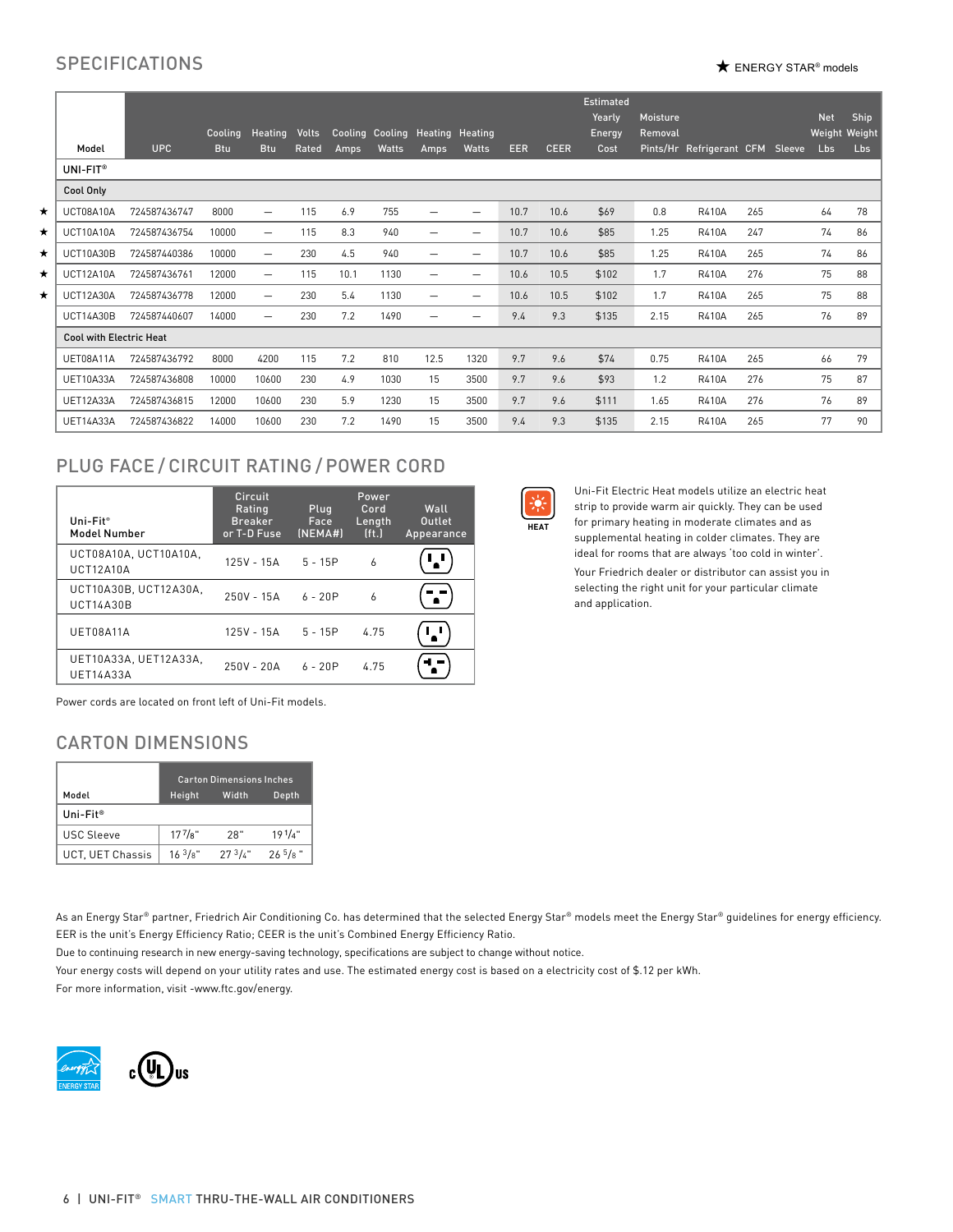## SPECIFICATIONS

★ ENERGY STAR® models

| | Model | UPC | Cooling Btu | Heating Btu | Volts Rated | Cooling Amps | Cooling Watts | Heating Amps | Heating Watts | EER | CEER | Estimated Yearly Energy Cost | Moisture Removal Pints/Hr | Refrigerant | CFM | Sleeve | Net Weight Lbs | Ship Weight Lbs |
|---|---|---|---|---|---|---|---|---|---|---|---|---|---|---|---|---|---|---|
| | **UNI-FIT®** | | | | | | | | | | | | | | | | | |
| | **Cool Only** | | | | | | | | | | | | | | | | | |
| ★ | UCT08A10A | 724587436747 | 8000 | — | 115 | 6.9 | 755 | — | — | 10.7 | 10.6 | $69 | 0.8 | R410A | 265 | | 64 | 78 |
| ★ | UCT10A10A | 724587436754 | 10000 | — | 115 | 8.3 | 940 | — | — | 10.7 | 10.6 | $85 | 1.25 | R410A | 247 | | 74 | 86 |
| ★ | UCT10A30B | 724587440386 | 10000 | — | 230 | 4.5 | 940 | — | — | 10.7 | 10.6 | $85 | 1.25 | R410A | 265 | | 74 | 86 |
| ★ | UCT12A10A | 724587436761 | 12000 | — | 115 | 10.1 | 1130 | — | — | 10.6 | 10.5 | $102 | 1.7 | R410A | 276 | | 75 | 88 |
| ★ | UCT12A30A | 724587436778 | 12000 | — | 230 | 5.4 | 1130 | — | — | 10.6 | 10.5 | $102 | 1.7 | R410A | 265 | | 75 | 88 |
| | UCT14A30B | 724587440607 | 14000 | — | 230 | 7.2 | 1490 | — | — | 9.4 | 9.3 | $135 | 2.15 | R410A | 265 | | 76 | 89 |
| | **Cool with Electric Heat** | | | | | | | | | | | | | | | | | |
| | UET08A11A | 724587436792 | 8000 | 4200 | 115 | 7.2 | 810 | 12.5 | 1320 | 9.7 | 9.6 | $74 | 0.75 | R410A | 265 | | 66 | 79 |
| | UET10A33A | 724587436808 | 10000 | 10600 | 230 | 4.9 | 1030 | 15 | 3500 | 9.7 | 9.6 | $93 | 1.2 | R410A | 276 | | 75 | 87 |
| | UET12A33A | 724587436815 | 12000 | 10600 | 230 | 5.9 | 1230 | 15 | 3500 | 9.7 | 9.6 | $111 | 1.65 | R410A | 276 | | 76 | 89 |
| | UET14A33A | 724587436822 | 14000 | 10600 | 230 | 7.2 | 1490 | 15 | 3500 | 9.4 | 9.3 | $135 | 2.15 | R410A | 265 | | 77 | 90 |

## PLUG FACE / CIRCUIT RATING / POWER CORD

| Uni-Fit® Model Number | Circuit Rating Breaker or T-D Fuse | Plug Face (NEMA#) | Power Cord Length (ft.) | Wall Outlet Appearance |
|---|---|---|---|---|
| UCT08A10A, UCT10A10A, UCT12A10A | 125V - 15A | 5 - 15P | 6 | |
| UCT10A30B, UCT12A30A, UCT14A30B | 250V - 15A | 6 - 20P | 6 | |
| UET08A11A | 125V - 15A | 5 - 15P | 4.75 | |
| UET10A33A, UET12A33A, UET14A33A | 250V - 20A | 6 - 20P | 4.75 | |

Power cords are located on front left of Uni-Fit models.

HEAT

Uni-Fit Electric Heat models utilize an electric heat strip to provide warm air quickly. They can be used for primary heating in moderate climates and as supplemental heating in colder climates. They are ideal for rooms that are always 'too cold in winter'.

Your Friedrich dealer or distributor can assist you in selecting the right unit for your particular climate and application.

## CARTON DIMENSIONS

| Model | Carton Dimensions Inches Height | Width | Depth |
|---|---|---|---|
| **Uni-Fit®** | | | |
| USC Sleeve | 17 7/8" | 28" | 19 1/4" |
| UCT, UET Chassis | 16 3/8" | 27 3/4" | 26 5/8" |

As an Energy Star® partner, Friedrich Air Conditioning Co. has determined that the selected Energy Star® models meet the Energy Star® guidelines for energy efficiency.
EER is the unit's Energy Efficiency Ratio; CEER is the unit's Combined Energy Efficiency Ratio.
Due to continuing research in new energy-saving technology, specifications are subject to change without notice.
Your energy costs will depend on your utility rates and use. The estimated energy cost is based on a electricity cost of $.12 per kWh.
For more information, visit -www.ftc.gov/energy.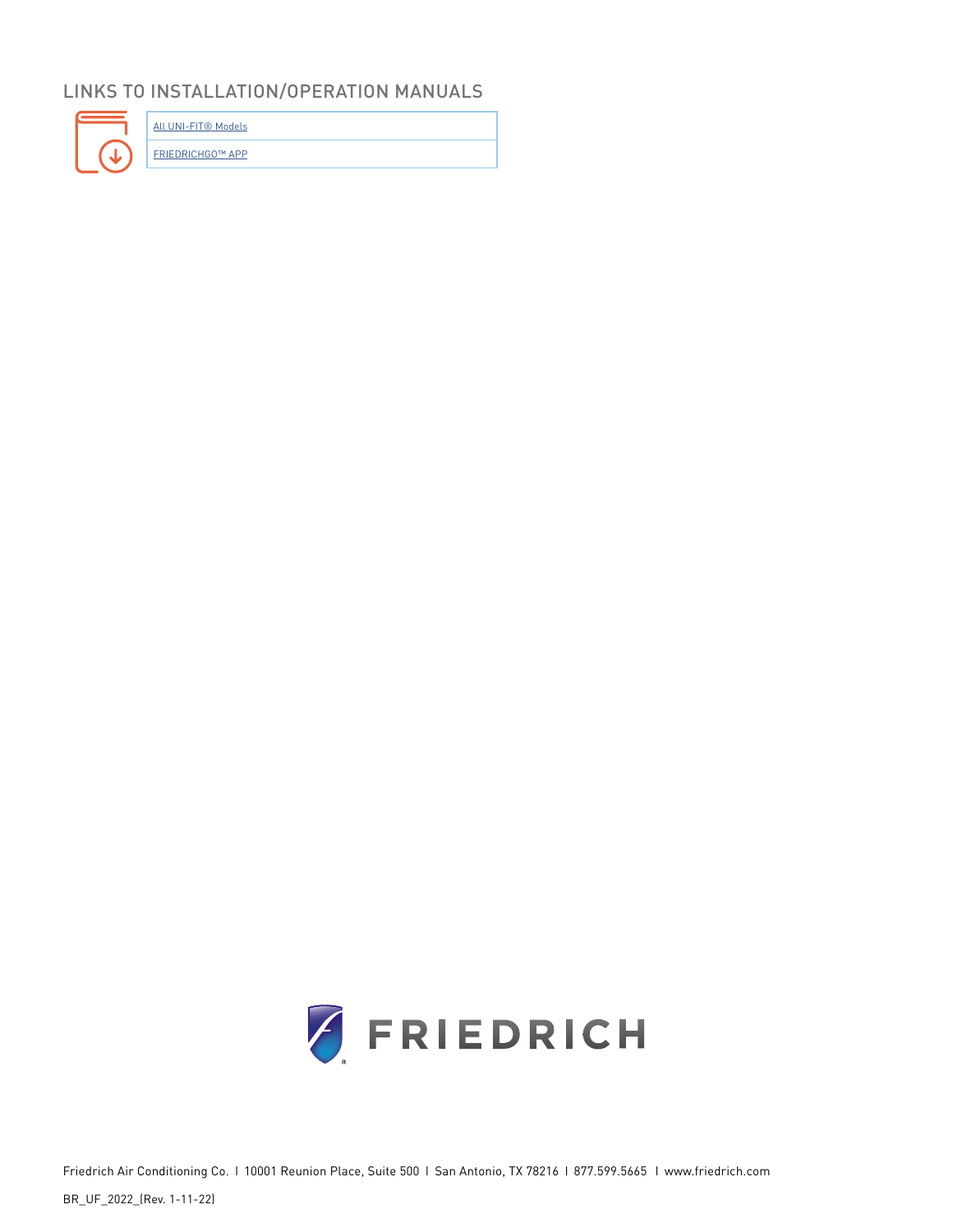## LINKS TO INSTALLATION/OPERATION MANUALS

| |
|---|
| All UNI-FIT® Models |
| FRIEDRICHGO™ APP |

FRIEDRICH

Friedrich Air Conditioning Co. I 10001 Reunion Place, Suite 500 I San Antonio, TX 78216 I 877.599.5665 I www.friedrich.com

BR_UF_2022_(Rev. 1-11-22)